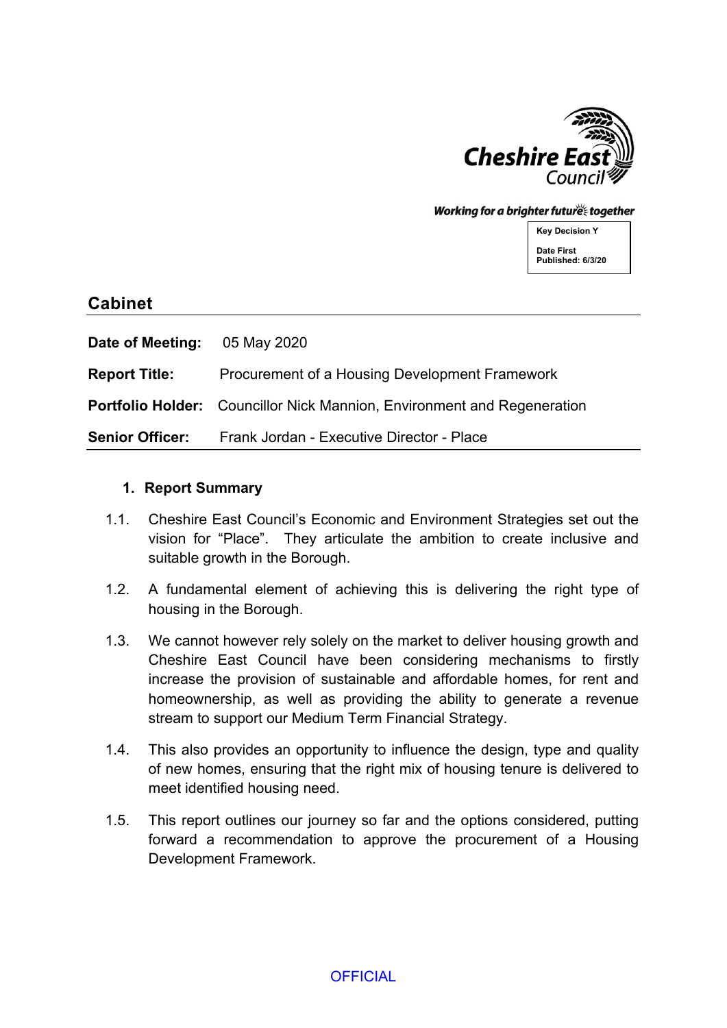Cheshire East Council

*Working for a brighter future together*

| Key Decision Y |
|---|
| Date First Published: 6/3/20 |

# Cabinet

**Date of Meeting:** 05 May 2020

**Report Title:** Procurement of a Housing Development Framework

**Portfolio Holder:** Councillor Nick Mannion, Environment and Regeneration

**Senior Officer:** Frank Jordan - Executive Director - Place

## 1. Report Summary

1.1. Cheshire East Council's Economic and Environment Strategies set out the vision for "Place". They articulate the ambition to create inclusive and suitable growth in the Borough.

1.2. A fundamental element of achieving this is delivering the right type of housing in the Borough.

1.3. We cannot however rely solely on the market to deliver housing growth and Cheshire East Council have been considering mechanisms to firstly increase the provision of sustainable and affordable homes, for rent and homeownership, as well as providing the ability to generate a revenue stream to support our Medium Term Financial Strategy.

1.4. This also provides an opportunity to influence the design, type and quality of new homes, ensuring that the right mix of housing tenure is delivered to meet identified housing need.

1.5. This report outlines our journey so far and the options considered, putting forward a recommendation to approve the procurement of a Housing Development Framework.

OFFICIAL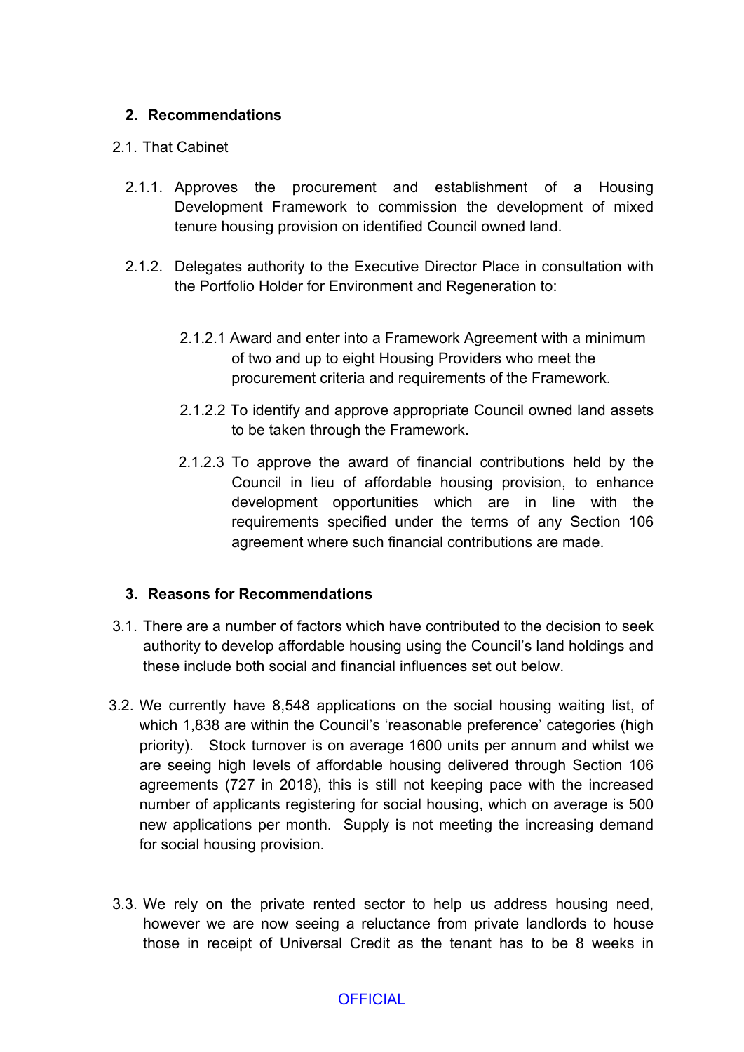## 2. Recommendations

2.1. That Cabinet

2.1.1. Approves the procurement and establishment of a Housing Development Framework to commission the development of mixed tenure housing provision on identified Council owned land.

2.1.2. Delegates authority to the Executive Director Place in consultation with the Portfolio Holder for Environment and Regeneration to:

2.1.2.1 Award and enter into a Framework Agreement with a minimum of two and up to eight Housing Providers who meet the procurement criteria and requirements of the Framework.

2.1.2.2 To identify and approve appropriate Council owned land assets to be taken through the Framework.

2.1.2.3 To approve the award of financial contributions held by the Council in lieu of affordable housing provision, to enhance development opportunities which are in line with the requirements specified under the terms of any Section 106 agreement where such financial contributions are made.

## 3. Reasons for Recommendations

3.1. There are a number of factors which have contributed to the decision to seek authority to develop affordable housing using the Council's land holdings and these include both social and financial influences set out below.

3.2. We currently have 8,548 applications on the social housing waiting list, of which 1,838 are within the Council's 'reasonable preference' categories (high priority). Stock turnover is on average 1600 units per annum and whilst we are seeing high levels of affordable housing delivered through Section 106 agreements (727 in 2018), this is still not keeping pace with the increased number of applicants registering for social housing, which on average is 500 new applications per month. Supply is not meeting the increasing demand for social housing provision.

3.3. We rely on the private rented sector to help us address housing need, however we are now seeing a reluctance from private landlords to house those in receipt of Universal Credit as the tenant has to be 8 weeks in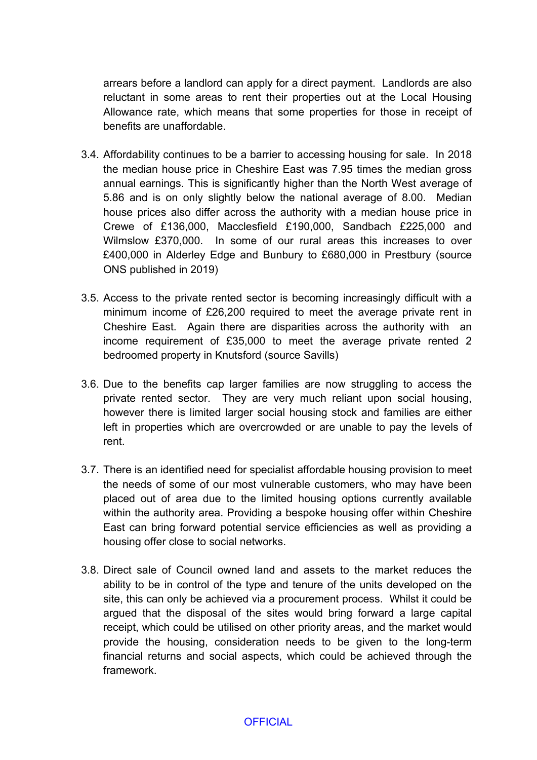arrears before a landlord can apply for a direct payment. Landlords are also reluctant in some areas to rent their properties out at the Local Housing Allowance rate, which means that some properties for those in receipt of benefits are unaffordable.

3.4. Affordability continues to be a barrier to accessing housing for sale. In 2018 the median house price in Cheshire East was 7.95 times the median gross annual earnings. This is significantly higher than the North West average of 5.86 and is on only slightly below the national average of 8.00. Median house prices also differ across the authority with a median house price in Crewe of £136,000, Macclesfield £190,000, Sandbach £225,000 and Wilmslow £370,000. In some of our rural areas this increases to over £400,000 in Alderley Edge and Bunbury to £680,000 in Prestbury (source ONS published in 2019)

3.5. Access to the private rented sector is becoming increasingly difficult with a minimum income of £26,200 required to meet the average private rent in Cheshire East. Again there are disparities across the authority with an income requirement of £35,000 to meet the average private rented 2 bedroomed property in Knutsford (source Savills)

3.6. Due to the benefits cap larger families are now struggling to access the private rented sector. They are very much reliant upon social housing, however there is limited larger social housing stock and families are either left in properties which are overcrowded or are unable to pay the levels of rent.

3.7. There is an identified need for specialist affordable housing provision to meet the needs of some of our most vulnerable customers, who may have been placed out of area due to the limited housing options currently available within the authority area. Providing a bespoke housing offer within Cheshire East can bring forward potential service efficiencies as well as providing a housing offer close to social networks.

3.8. Direct sale of Council owned land and assets to the market reduces the ability to be in control of the type and tenure of the units developed on the site, this can only be achieved via a procurement process. Whilst it could be argued that the disposal of the sites would bring forward a large capital receipt, which could be utilised on other priority areas, and the market would provide the housing, consideration needs to be given to the long-term financial returns and social aspects, which could be achieved through the framework.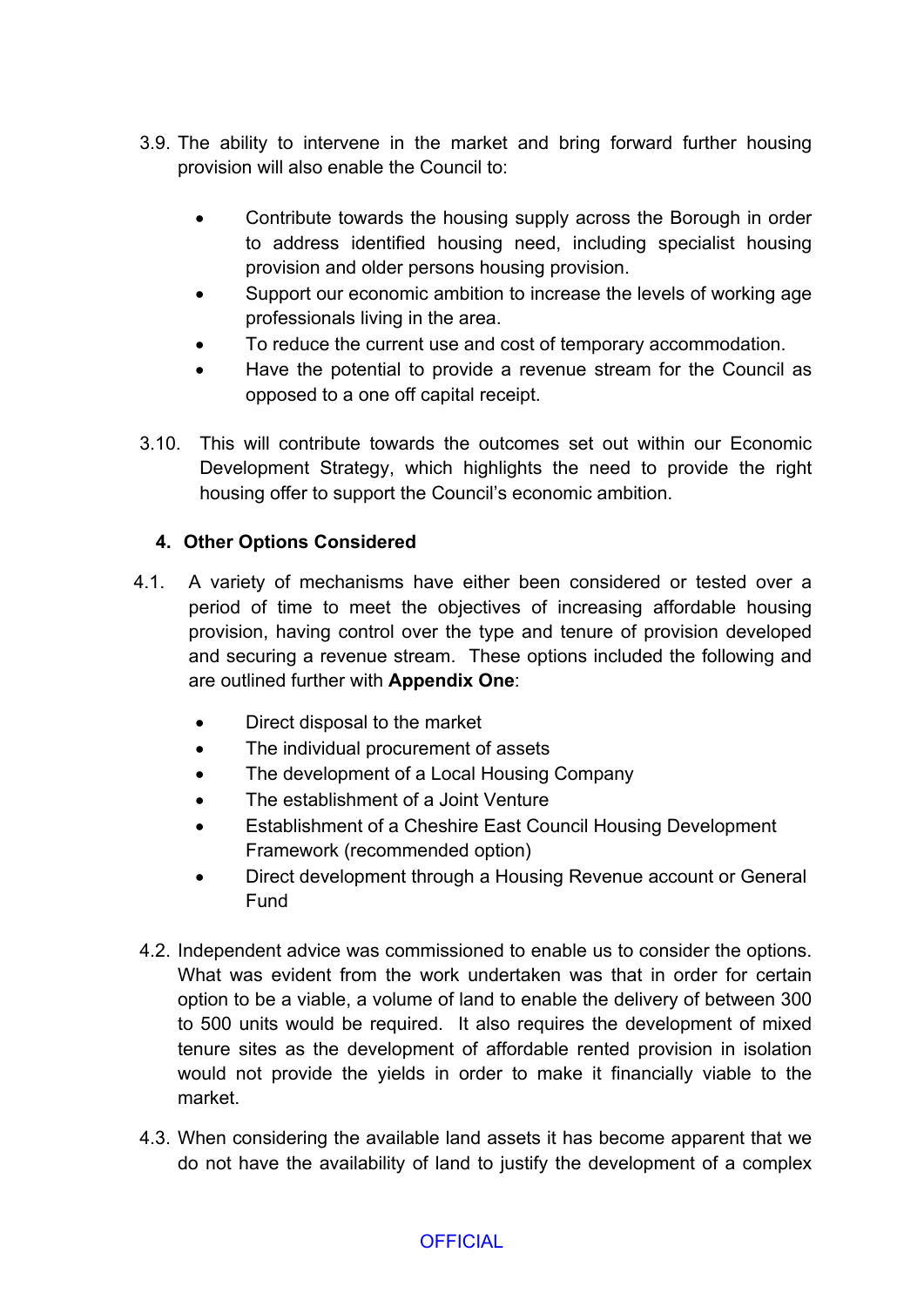3.9. The ability to intervene in the market and bring forward further housing provision will also enable the Council to:

- Contribute towards the housing supply across the Borough in order to address identified housing need, including specialist housing provision and older persons housing provision.
- Support our economic ambition to increase the levels of working age professionals living in the area.
- To reduce the current use and cost of temporary accommodation.
- Have the potential to provide a revenue stream for the Council as opposed to a one off capital receipt.

3.10. This will contribute towards the outcomes set out within our Economic Development Strategy, which highlights the need to provide the right housing offer to support the Council's economic ambition.

## 4. Other Options Considered

4.1. A variety of mechanisms have either been considered or tested over a period of time to meet the objectives of increasing affordable housing provision, having control over the type and tenure of provision developed and securing a revenue stream. These options included the following and are outlined further with **Appendix One**:

- Direct disposal to the market
- The individual procurement of assets
- The development of a Local Housing Company
- The establishment of a Joint Venture
- Establishment of a Cheshire East Council Housing Development Framework (recommended option)
- Direct development through a Housing Revenue account or General Fund

4.2. Independent advice was commissioned to enable us to consider the options. What was evident from the work undertaken was that in order for certain option to be a viable, a volume of land to enable the delivery of between 300 to 500 units would be required. It also requires the development of mixed tenure sites as the development of affordable rented provision in isolation would not provide the yields in order to make it financially viable to the market.

4.3. When considering the available land assets it has become apparent that we do not have the availability of land to justify the development of a complex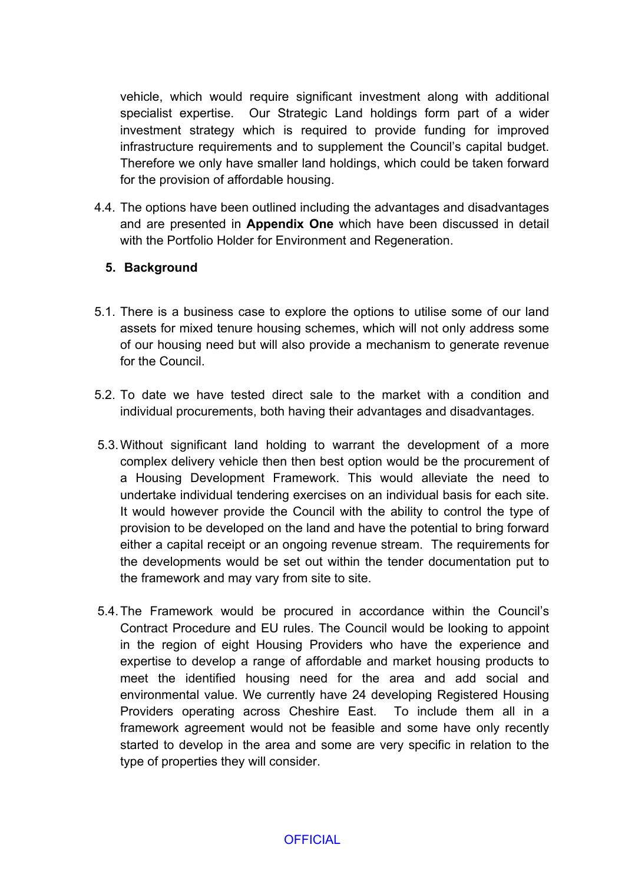vehicle, which would require significant investment along with additional specialist expertise. Our Strategic Land holdings form part of a wider investment strategy which is required to provide funding for improved infrastructure requirements and to supplement the Council's capital budget. Therefore we only have smaller land holdings, which could be taken forward for the provision of affordable housing.

4.4. The options have been outlined including the advantages and disadvantages and are presented in **Appendix One** which have been discussed in detail with the Portfolio Holder for Environment and Regeneration.

## 5. Background

5.1. There is a business case to explore the options to utilise some of our land assets for mixed tenure housing schemes, which will not only address some of our housing need but will also provide a mechanism to generate revenue for the Council.

5.2. To date we have tested direct sale to the market with a condition and individual procurements, both having their advantages and disadvantages.

5.3. Without significant land holding to warrant the development of a more complex delivery vehicle then then best option would be the procurement of a Housing Development Framework. This would alleviate the need to undertake individual tendering exercises on an individual basis for each site. It would however provide the Council with the ability to control the type of provision to be developed on the land and have the potential to bring forward either a capital receipt or an ongoing revenue stream. The requirements for the developments would be set out within the tender documentation put to the framework and may vary from site to site.

5.4. The Framework would be procured in accordance within the Council's Contract Procedure and EU rules. The Council would be looking to appoint in the region of eight Housing Providers who have the experience and expertise to develop a range of affordable and market housing products to meet the identified housing need for the area and add social and environmental value. We currently have 24 developing Registered Housing Providers operating across Cheshire East. To include them all in a framework agreement would not be feasible and some have only recently started to develop in the area and some are very specific in relation to the type of properties they will consider.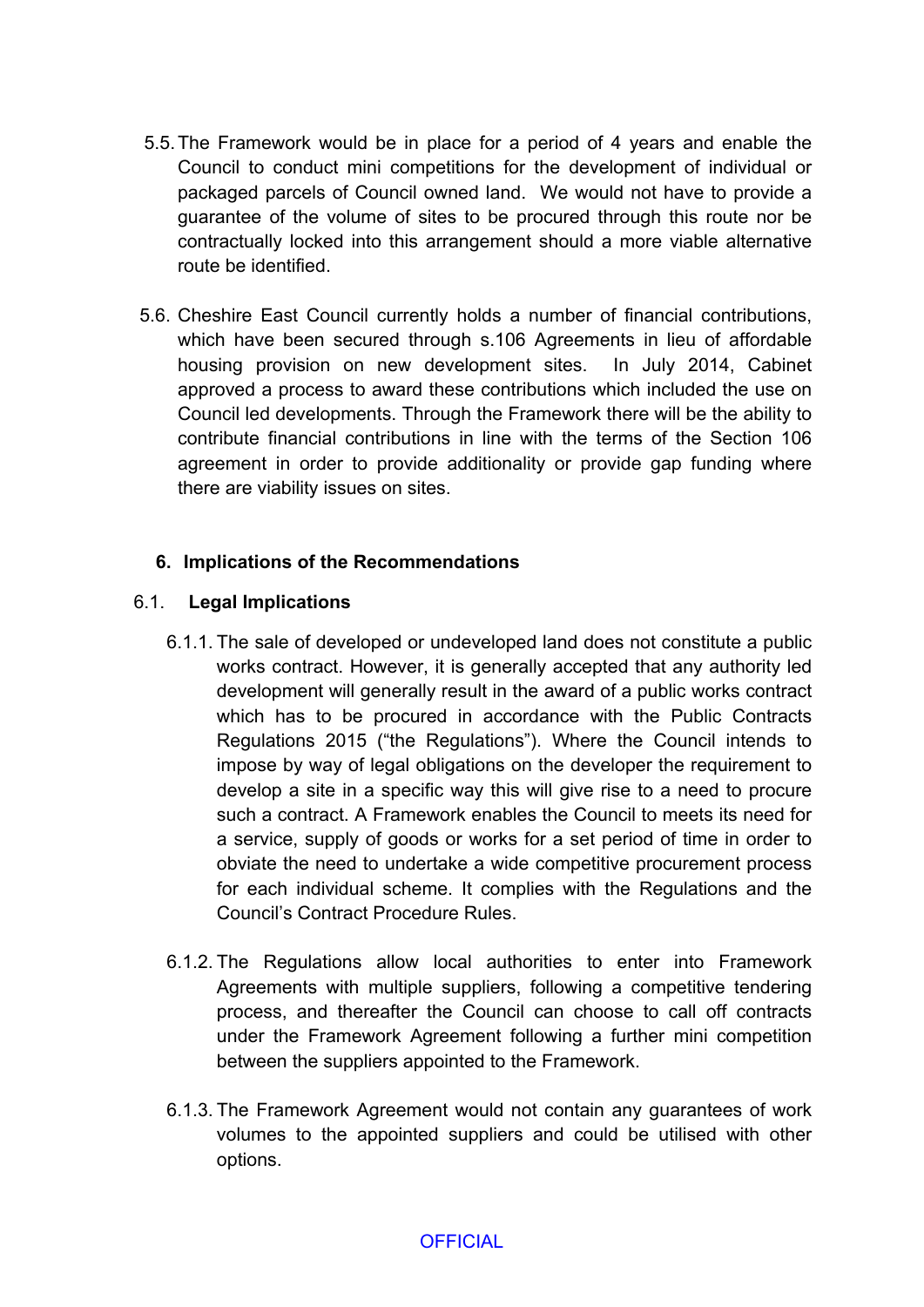5.5. The Framework would be in place for a period of 4 years and enable the Council to conduct mini competitions for the development of individual or packaged parcels of Council owned land. We would not have to provide a guarantee of the volume of sites to be procured through this route nor be contractually locked into this arrangement should a more viable alternative route be identified.

5.6. Cheshire East Council currently holds a number of financial contributions, which have been secured through s.106 Agreements in lieu of affordable housing provision on new development sites. In July 2014, Cabinet approved a process to award these contributions which included the use on Council led developments. Through the Framework there will be the ability to contribute financial contributions in line with the terms of the Section 106 agreement in order to provide additionality or provide gap funding where there are viability issues on sites.

## 6. Implications of the Recommendations

### 6.1. Legal Implications

6.1.1. The sale of developed or undeveloped land does not constitute a public works contract. However, it is generally accepted that any authority led development will generally result in the award of a public works contract which has to be procured in accordance with the Public Contracts Regulations 2015 ("the Regulations"). Where the Council intends to impose by way of legal obligations on the developer the requirement to develop a site in a specific way this will give rise to a need to procure such a contract. A Framework enables the Council to meets its need for a service, supply of goods or works for a set period of time in order to obviate the need to undertake a wide competitive procurement process for each individual scheme. It complies with the Regulations and the Council's Contract Procedure Rules.

6.1.2. The Regulations allow local authorities to enter into Framework Agreements with multiple suppliers, following a competitive tendering process, and thereafter the Council can choose to call off contracts under the Framework Agreement following a further mini competition between the suppliers appointed to the Framework.

6.1.3. The Framework Agreement would not contain any guarantees of work volumes to the appointed suppliers and could be utilised with other options.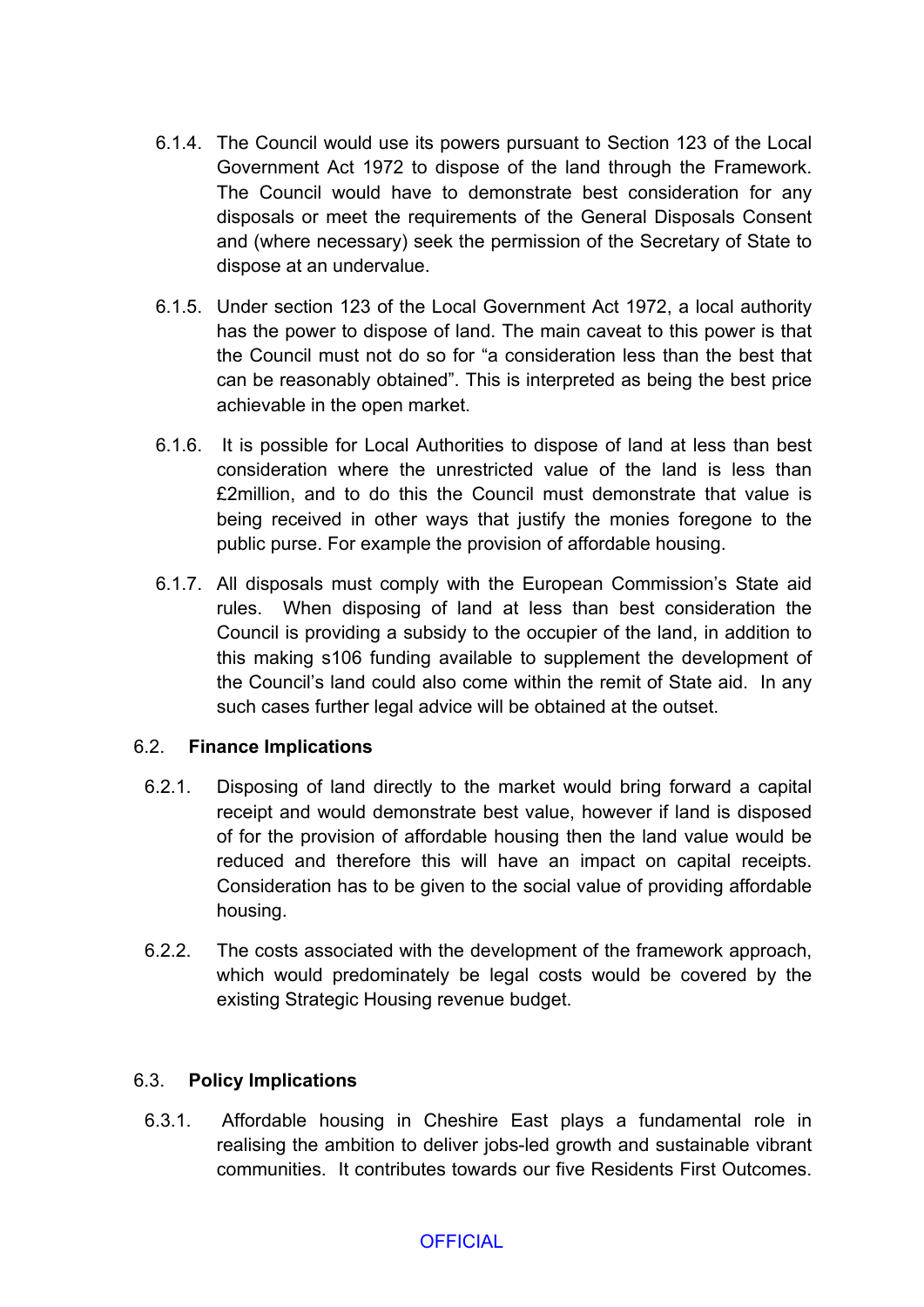6.1.4. The Council would use its powers pursuant to Section 123 of the Local Government Act 1972 to dispose of the land through the Framework. The Council would have to demonstrate best consideration for any disposals or meet the requirements of the General Disposals Consent and (where necessary) seek the permission of the Secretary of State to dispose at an undervalue.

6.1.5. Under section 123 of the Local Government Act 1972, a local authority has the power to dispose of land. The main caveat to this power is that the Council must not do so for "a consideration less than the best that can be reasonably obtained". This is interpreted as being the best price achievable in the open market.

6.1.6. It is possible for Local Authorities to dispose of land at less than best consideration where the unrestricted value of the land is less than £2million, and to do this the Council must demonstrate that value is being received in other ways that justify the monies foregone to the public purse. For example the provision of affordable housing.

6.1.7. All disposals must comply with the European Commission's State aid rules. When disposing of land at less than best consideration the Council is providing a subsidy to the occupier of the land, in addition to this making s106 funding available to supplement the development of the Council's land could also come within the remit of State aid. In any such cases further legal advice will be obtained at the outset.

## 6.2. Finance Implications

6.2.1. Disposing of land directly to the market would bring forward a capital receipt and would demonstrate best value, however if land is disposed of for the provision of affordable housing then the land value would be reduced and therefore this will have an impact on capital receipts. Consideration has to be given to the social value of providing affordable housing.

6.2.2. The costs associated with the development of the framework approach, which would predominately be legal costs would be covered by the existing Strategic Housing revenue budget.

## 6.3. Policy Implications

6.3.1. Affordable housing in Cheshire East plays a fundamental role in realising the ambition to deliver jobs-led growth and sustainable vibrant communities. It contributes towards our five Residents First Outcomes.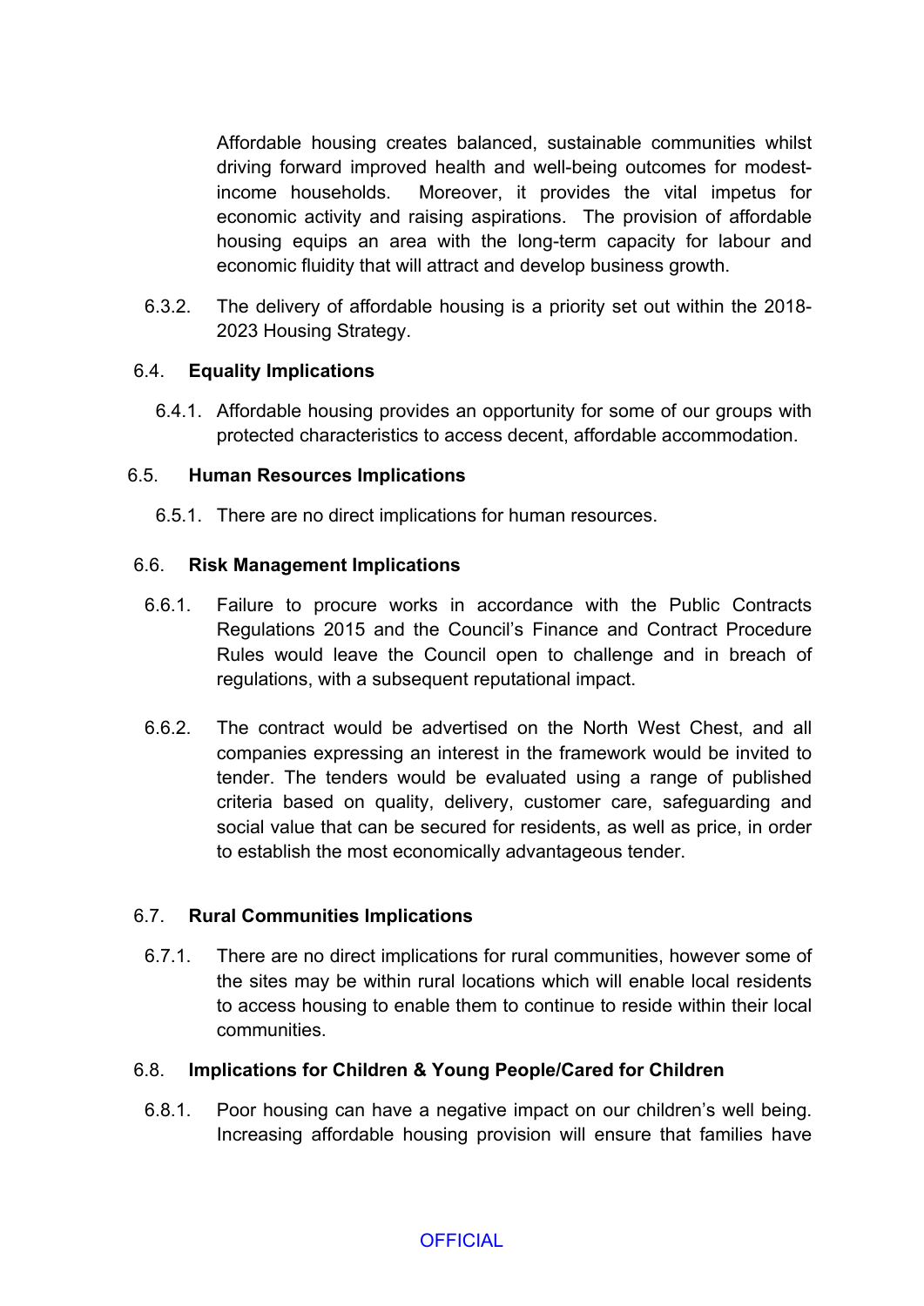Affordable housing creates balanced, sustainable communities whilst driving forward improved health and well-being outcomes for modest-income households. Moreover, it provides the vital impetus for economic activity and raising aspirations. The provision of affordable housing equips an area with the long-term capacity for labour and economic fluidity that will attract and develop business growth.

6.3.2. The delivery of affordable housing is a priority set out within the 2018-2023 Housing Strategy.

### 6.4. Equality Implications

6.4.1. Affordable housing provides an opportunity for some of our groups with protected characteristics to access decent, affordable accommodation.

### 6.5. Human Resources Implications

6.5.1. There are no direct implications for human resources.

### 6.6. Risk Management Implications

6.6.1. Failure to procure works in accordance with the Public Contracts Regulations 2015 and the Council's Finance and Contract Procedure Rules would leave the Council open to challenge and in breach of regulations, with a subsequent reputational impact.

6.6.2. The contract would be advertised on the North West Chest, and all companies expressing an interest in the framework would be invited to tender. The tenders would be evaluated using a range of published criteria based on quality, delivery, customer care, safeguarding and social value that can be secured for residents, as well as price, in order to establish the most economically advantageous tender.

### 6.7. Rural Communities Implications

6.7.1. There are no direct implications for rural communities, however some of the sites may be within rural locations which will enable local residents to access housing to enable them to continue to reside within their local communities.

### 6.8. Implications for Children & Young People/Cared for Children

6.8.1. Poor housing can have a negative impact on our children's well being. Increasing affordable housing provision will ensure that families have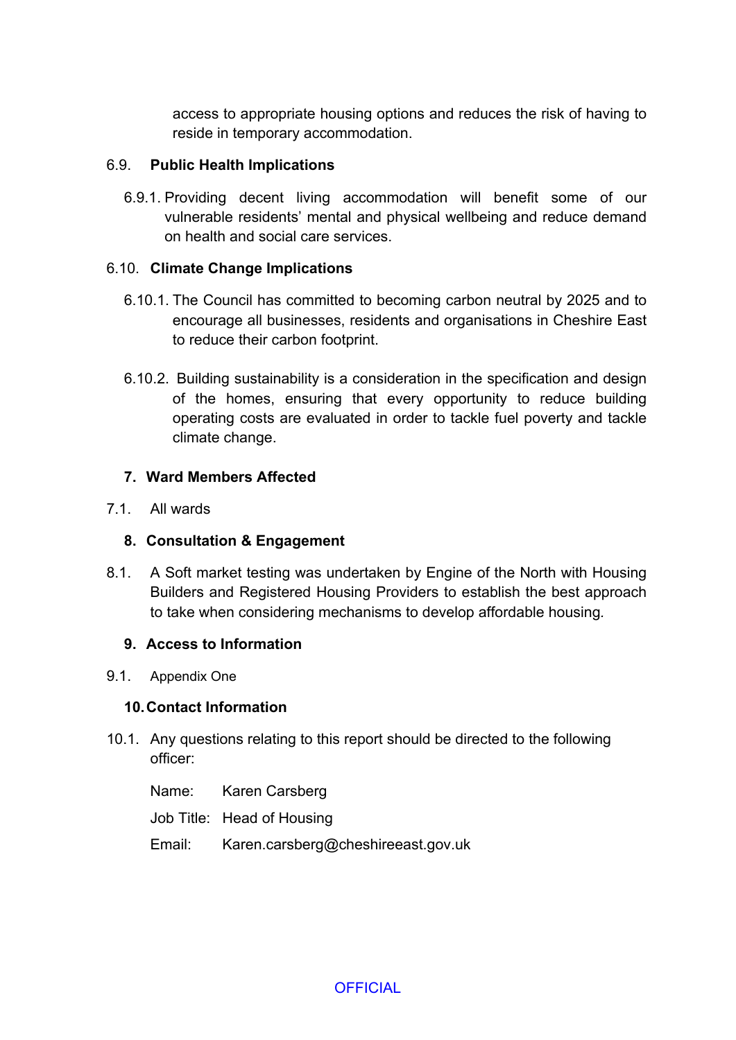access to appropriate housing options and reduces the risk of having to reside in temporary accommodation.

6.9. **Public Health Implications**

6.9.1. Providing decent living accommodation will benefit some of our vulnerable residents' mental and physical wellbeing and reduce demand on health and social care services.

6.10. **Climate Change Implications**

6.10.1. The Council has committed to becoming carbon neutral by 2025 and to encourage all businesses, residents and organisations in Cheshire East to reduce their carbon footprint.

6.10.2. Building sustainability is a consideration in the specification and design of the homes, ensuring that every opportunity to reduce building operating costs are evaluated in order to tackle fuel poverty and tackle climate change.

## 7. Ward Members Affected

7.1. All wards

## 8. Consultation & Engagement

8.1. A Soft market testing was undertaken by Engine of the North with Housing Builders and Registered Housing Providers to establish the best approach to take when considering mechanisms to develop affordable housing.

## 9. Access to Information

9.1. Appendix One

## 10. Contact Information

10.1. Any questions relating to this report should be directed to the following officer:

Name: Karen Carsberg

Job Title: Head of Housing

Email: Karen.carsberg@cheshireeast.gov.uk

OFFICIAL